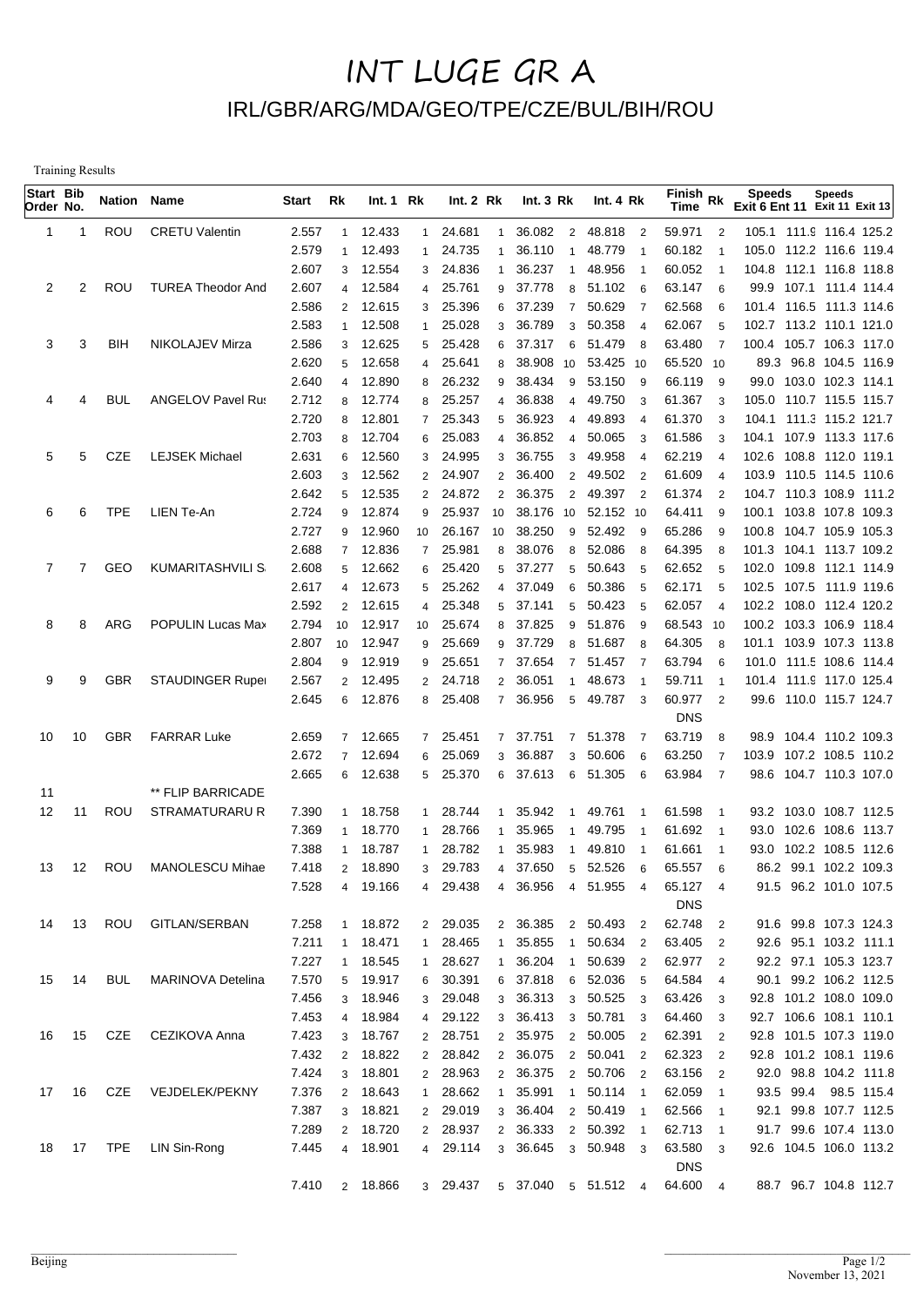# INT LUGE GR A

## IRL/GBR/ARG/MDA/GEO/TPE/CZE/BUL/BIH/ROU

Training Results

| Start Order | Bib No. | Nation | Name | Start | Rk | Int. 1 | Rk | Int. 2 | Rk | Int. 3 | Rk | Int. 4 | Rk | Finish Time | Rk | Speeds Exit 6 | Speeds Ent 11 | Speeds Exit 11 | Speeds Exit 13 |
|---|---|---|---|---|---|---|---|---|---|---|---|---|---|---|---|---|---|---|---|
| 1 | 1 | ROU | CRETU Valentin | 2.557 | 1 | 12.433 | 1 | 24.681 | 1 | 36.082 | 2 | 48.818 | 2 | 59.971 | 2 | 105.1 | 111.9 | 116.4 | 125.2 |
| | | | | 2.579 | 1 | 12.493 | 1 | 24.735 | 1 | 36.110 | 1 | 48.779 | 1 | 60.182 | 1 | 105.0 | 112.2 | 116.6 | 119.4 |
| | | | | 2.607 | 3 | 12.554 | 3 | 24.836 | 1 | 36.237 | 1 | 48.956 | 1 | 60.052 | 1 | 104.8 | 112.1 | 116.8 | 118.8 |
| 2 | 2 | ROU | TUREA Theodor And | 2.607 | 4 | 12.584 | 4 | 25.761 | 9 | 37.778 | 8 | 51.102 | 6 | 63.147 | 6 | 99.9 | 107.1 | 111.4 | 114.4 |
| | | | | 2.586 | 2 | 12.615 | 3 | 25.396 | 6 | 37.239 | 7 | 50.629 | 7 | 62.568 | 6 | 101.4 | 116.5 | 111.3 | 114.6 |
| | | | | 2.583 | 1 | 12.508 | 1 | 25.028 | 3 | 36.789 | 3 | 50.358 | 4 | 62.067 | 5 | 102.7 | 113.2 | 110.1 | 121.0 |
| 3 | 3 | BIH | NIKOLAJEV Mirza | 2.586 | 3 | 12.625 | 5 | 25.428 | 6 | 37.317 | 6 | 51.479 | 8 | 63.480 | 7 | 100.4 | 105.7 | 106.3 | 117.0 |
| | | | | 2.620 | 5 | 12.658 | 4 | 25.641 | 8 | 38.908 | 10 | 53.425 | 10 | 65.520 | 10 | 89.3 | 96.8 | 104.5 | 116.9 |
| | | | | 2.640 | 4 | 12.890 | 8 | 26.232 | 9 | 38.434 | 9 | 53.150 | 9 | 66.119 | 9 | 99.0 | 103.0 | 102.3 | 114.1 |
| 4 | 4 | BUL | ANGELOV Pavel Rus | 2.712 | 8 | 12.774 | 8 | 25.257 | 4 | 36.838 | 4 | 49.750 | 3 | 61.367 | 3 | 105.0 | 110.7 | 115.5 | 115.7 |
| | | | | 2.720 | 8 | 12.801 | 7 | 25.343 | 5 | 36.923 | 4 | 49.893 | 4 | 61.370 | 3 | 104.1 | 111.3 | 115.2 | 121.7 |
| | | | | 2.703 | 8 | 12.704 | 6 | 25.083 | 4 | 36.852 | 4 | 50.065 | 3 | 61.586 | 3 | 104.1 | 107.9 | 113.3 | 117.6 |
| 5 | 5 | CZE | LEJSEK Michael | 2.631 | 6 | 12.560 | 3 | 24.995 | 3 | 36.755 | 3 | 49.958 | 4 | 62.219 | 4 | 102.6 | 108.8 | 112.0 | 119.1 |
| | | | | 2.603 | 3 | 12.562 | 2 | 24.907 | 2 | 36.400 | 2 | 49.502 | 2 | 61.609 | 4 | 103.9 | 110.5 | 114.5 | 110.6 |
| | | | | 2.642 | 5 | 12.535 | 2 | 24.872 | 2 | 36.375 | 2 | 49.397 | 2 | 61.374 | 2 | 104.7 | 110.3 | 108.9 | 111.2 |
| 6 | 6 | TPE | LIEN Te-An | 2.724 | 9 | 12.874 | 9 | 25.937 | 10 | 38.176 | 10 | 52.152 | 10 | 64.411 | 9 | 100.1 | 103.8 | 107.8 | 109.3 |
| | | | | 2.727 | 9 | 12.960 | 10 | 26.167 | 10 | 38.250 | 9 | 52.492 | 9 | 65.286 | 9 | 100.8 | 104.7 | 105.9 | 105.3 |
| | | | | 2.688 | 7 | 12.836 | 7 | 25.981 | 8 | 38.076 | 8 | 52.086 | 8 | 64.395 | 8 | 101.3 | 104.1 | 113.7 | 109.2 |
| 7 | 7 | GEO | KUMARITASHVILI S | 2.608 | 5 | 12.662 | 6 | 25.420 | 5 | 37.277 | 5 | 50.643 | 5 | 62.652 | 5 | 102.0 | 109.8 | 112.1 | 114.9 |
| | | | | 2.617 | 4 | 12.673 | 5 | 25.262 | 4 | 37.049 | 6 | 50.386 | 5 | 62.171 | 5 | 102.5 | 107.5 | 111.9 | 119.6 |
| | | | | 2.592 | 2 | 12.615 | 4 | 25.348 | 5 | 37.141 | 5 | 50.423 | 5 | 62.057 | 4 | 102.2 | 108.0 | 112.4 | 120.2 |
| 8 | 8 | ARG | POPULIN Lucas Max | 2.794 | 10 | 12.917 | 10 | 25.674 | 8 | 37.825 | 9 | 51.876 | 9 | 68.543 | 10 | 100.2 | 103.3 | 106.9 | 118.4 |
| | | | | 2.807 | 10 | 12.947 | 9 | 25.669 | 9 | 37.729 | 8 | 51.687 | 8 | 64.305 | 8 | 101.1 | 103.9 | 107.3 | 113.8 |
| | | | | 2.804 | 9 | 12.919 | 9 | 25.651 | 7 | 37.654 | 7 | 51.457 | 7 | 63.794 | 6 | 101.0 | 111.5 | 108.6 | 114.4 |
| 9 | 9 | GBR | STAUDINGER Ruper | 2.567 | 2 | 12.495 | 2 | 24.718 | 2 | 36.051 | 1 | 48.673 | 1 | 59.711 | 1 | 101.4 | 111.9 | 117.0 | 125.4 |
| | | | | 2.645 | 6 | 12.876 | 8 | 25.408 | 7 | 36.956 | 5 | 49.787 | 3 | 60.977 | 2 | 99.6 | 110.0 | 115.7 | 124.7 |
| | | | | | | | | | | | | | | DNS | | | | | |
| 10 | 10 | GBR | FARRAR Luke | 2.659 | 7 | 12.665 | 7 | 25.451 | 7 | 37.751 | 7 | 51.378 | 7 | 63.719 | 8 | 98.9 | 104.4 | 110.2 | 109.3 |
| | | | | 2.672 | 7 | 12.694 | 6 | 25.069 | 3 | 36.887 | 3 | 50.606 | 6 | 63.250 | 7 | 103.9 | 107.2 | 108.5 | 110.2 |
| | | | | 2.665 | 6 | 12.638 | 5 | 25.370 | 6 | 37.613 | 6 | 51.305 | 6 | 63.984 | 7 | 98.6 | 104.7 | 110.3 | 107.0 |
| 11 | | | ** FLIP BARRICADE | | | | | | | | | | | | | | | | |
| 12 | 11 | ROU | STRAMATURARU R | 7.390 | 1 | 18.758 | 1 | 28.744 | 1 | 35.942 | 1 | 49.761 | 1 | 61.598 | 1 | 93.2 | 103.0 | 108.7 | 112.5 |
| | | | | 7.369 | 1 | 18.770 | 1 | 28.766 | 1 | 35.965 | 1 | 49.795 | 1 | 61.692 | 1 | 93.0 | 102.6 | 108.6 | 113.7 |
| | | | | 7.388 | 1 | 18.787 | 1 | 28.782 | 1 | 35.983 | 1 | 49.810 | 1 | 61.661 | 1 | 93.0 | 102.2 | 108.5 | 112.6 |
| 13 | 12 | ROU | MANOLESCU Mihae | 7.418 | 2 | 18.890 | 3 | 29.783 | 4 | 37.650 | 5 | 52.526 | 6 | 65.557 | 6 | 86.2 | 99.1 | 102.2 | 109.3 |
| | | | | 7.528 | 4 | 19.166 | 4 | 29.438 | 4 | 36.956 | 4 | 51.955 | 4 | 65.127 | 4 | 91.5 | 96.2 | 101.0 | 107.5 |
| | | | | | | | | | | | | | | DNS | | | | | |
| 14 | 13 | ROU | GITLAN/SERBAN | 7.258 | 1 | 18.872 | 2 | 29.035 | 2 | 36.385 | 2 | 50.493 | 2 | 62.748 | 2 | 91.6 | 99.8 | 107.3 | 124.3 |
| | | | | 7.211 | 1 | 18.471 | 1 | 28.465 | 1 | 35.855 | 1 | 50.634 | 2 | 63.405 | 2 | 92.6 | 95.1 | 103.2 | 111.1 |
| | | | | 7.227 | 1 | 18.545 | 1 | 28.627 | 1 | 36.204 | 1 | 50.639 | 2 | 62.977 | 2 | 92.2 | 97.1 | 105.3 | 123.7 |
| 15 | 14 | BUL | MARINOVA Detelina | 7.570 | 5 | 19.917 | 6 | 30.391 | 6 | 37.818 | 6 | 52.036 | 5 | 64.584 | 4 | 90.1 | 99.2 | 106.2 | 112.5 |
| | | | | 7.456 | 3 | 18.946 | 3 | 29.048 | 3 | 36.313 | 3 | 50.525 | 3 | 63.426 | 3 | 92.8 | 101.2 | 108.0 | 109.0 |
| | | | | 7.453 | 4 | 18.984 | 4 | 29.122 | 3 | 36.413 | 3 | 50.781 | 3 | 64.460 | 3 | 92.7 | 106.6 | 108.1 | 110.1 |
| 16 | 15 | CZE | CEZIKOVA Anna | 7.423 | 3 | 18.767 | 2 | 28.751 | 2 | 35.975 | 2 | 50.005 | 2 | 62.391 | 2 | 92.8 | 101.5 | 107.3 | 119.0 |
| | | | | 7.432 | 2 | 18.822 | 2 | 28.842 | 2 | 36.075 | 2 | 50.041 | 2 | 62.323 | 2 | 92.8 | 101.2 | 108.1 | 119.6 |
| | | | | 7.424 | 3 | 18.801 | 2 | 28.963 | 2 | 36.375 | 2 | 50.706 | 2 | 63.156 | 2 | 92.0 | 98.8 | 104.2 | 111.8 |
| 17 | 16 | CZE | VEJDELEK/PEKNY | 7.376 | 2 | 18.643 | 1 | 28.662 | 1 | 35.991 | 1 | 50.114 | 1 | 62.059 | 1 | 93.5 | 99.4 | 98.5 | 115.4 |
| | | | | 7.387 | 3 | 18.821 | 2 | 29.019 | 3 | 36.404 | 2 | 50.419 | 1 | 62.566 | 1 | 92.1 | 99.8 | 107.7 | 112.5 |
| | | | | 7.289 | 2 | 18.720 | 2 | 28.937 | 2 | 36.333 | 2 | 50.392 | 1 | 62.713 | 1 | 91.7 | 99.6 | 107.4 | 113.0 |
| 18 | 17 | TPE | LIN Sin-Rong | 7.445 | 4 | 18.901 | 4 | 29.114 | 3 | 36.645 | 3 | 50.948 | 3 | 63.580 | 3 | 92.6 | 104.5 | 106.0 | 113.2 |
| | | | | | | | | | | | | | | DNS | | | | | |
| | | | | 7.410 | 2 | 18.866 | 3 | 29.437 | 5 | 37.040 | 5 | 51.512 | 4 | 64.600 | 4 | 88.7 | 96.7 | 104.8 | 112.7 |

Beijing

November 13, 2021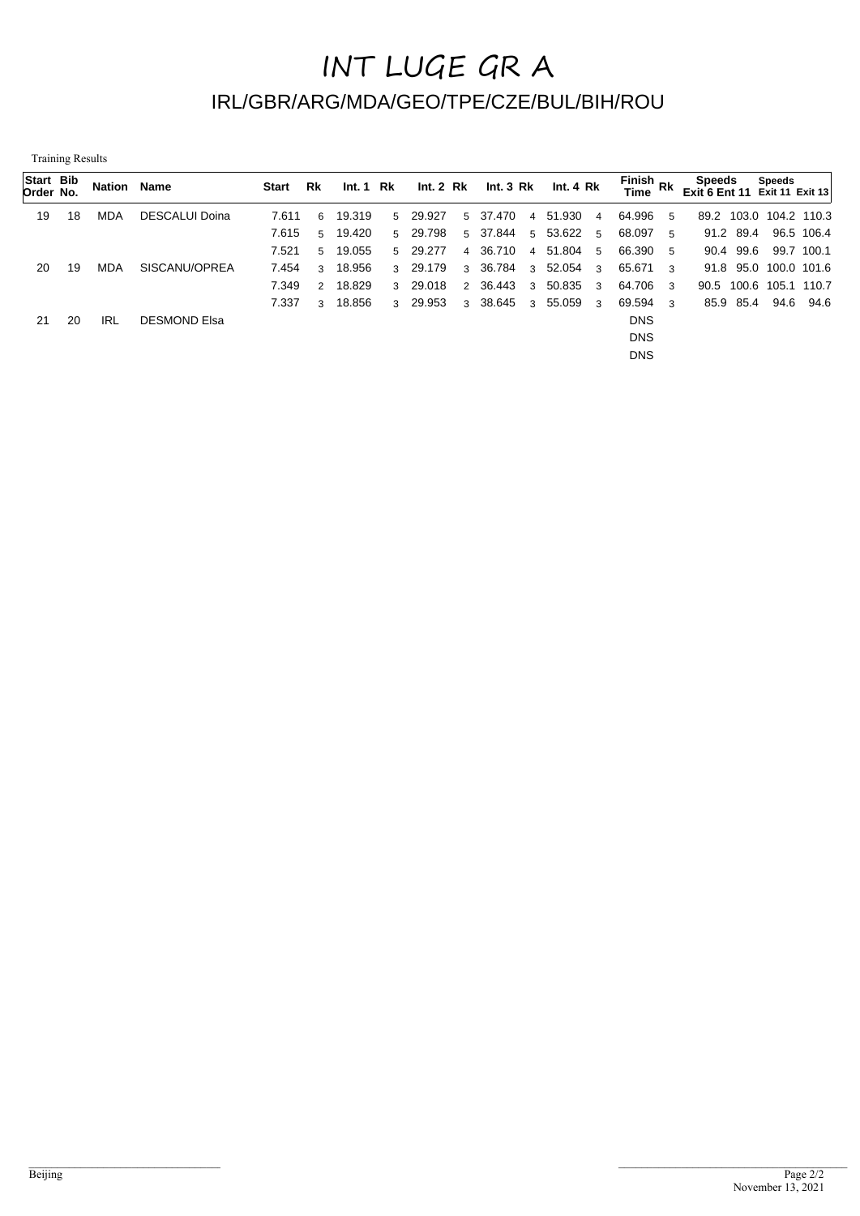# INT LUGE GR A

## IRL/GBR/ARG/MDA/GEO/TPE/CZE/BUL/BIH/ROU

Training Results

| Start Order | Bib No. | Nation | Name | Start | Rk | Int. 1 | Rk | Int. 2 | Rk | Int. 3 | Rk | Int. 4 | Rk | Finish Time | Rk | Speeds Exit 6 | Speeds Ent 11 | Speeds Exit 11 | Speeds Exit 13 |
|---|---|---|---|---|---|---|---|---|---|---|---|---|---|---|---|---|---|---|---|
| 19 | 18 | MDA | DESCALUI Doina | 7.611 | 6 | 19.319 | 5 | 29.927 | 5 | 37.470 | 4 | 51.930 | 4 | 64.996 | 5 | 89.2 | 103.0 | 104.2 | 110.3 |
| | | | | 7.615 | 5 | 19.420 | 5 | 29.798 | 5 | 37.844 | 5 | 53.622 | 5 | 68.097 | 5 | 91.2 | 89.4 | 96.5 | 106.4 |
| | | | | 7.521 | 5 | 19.055 | 5 | 29.277 | 4 | 36.710 | 4 | 51.804 | 5 | 66.390 | 5 | 90.4 | 99.6 | 99.7 | 100.1 |
| 20 | 19 | MDA | SISCANU/OPREA | 7.454 | 3 | 18.956 | 3 | 29.179 | 3 | 36.784 | 3 | 52.054 | 3 | 65.671 | 3 | 91.8 | 95.0 | 100.0 | 101.6 |
| | | | | 7.349 | 2 | 18.829 | 3 | 29.018 | 2 | 36.443 | 3 | 50.835 | 3 | 64.706 | 3 | 90.5 | 100.6 | 105.1 | 110.7 |
| | | | | 7.337 | 3 | 18.856 | 3 | 29.953 | 3 | 38.645 | 3 | 55.059 | 3 | 69.594 | 3 | 85.9 | 85.4 | 94.6 | 94.6 |
| 21 | 20 | IRL | DESMOND Elsa | | | | | | | | | | | DNS | | | | | |
| | | | | | | | | | | | | | | DNS | | | | | |
| | | | | | | | | | | | | | | DNS | | | | | |

Beijing

November 13, 2021